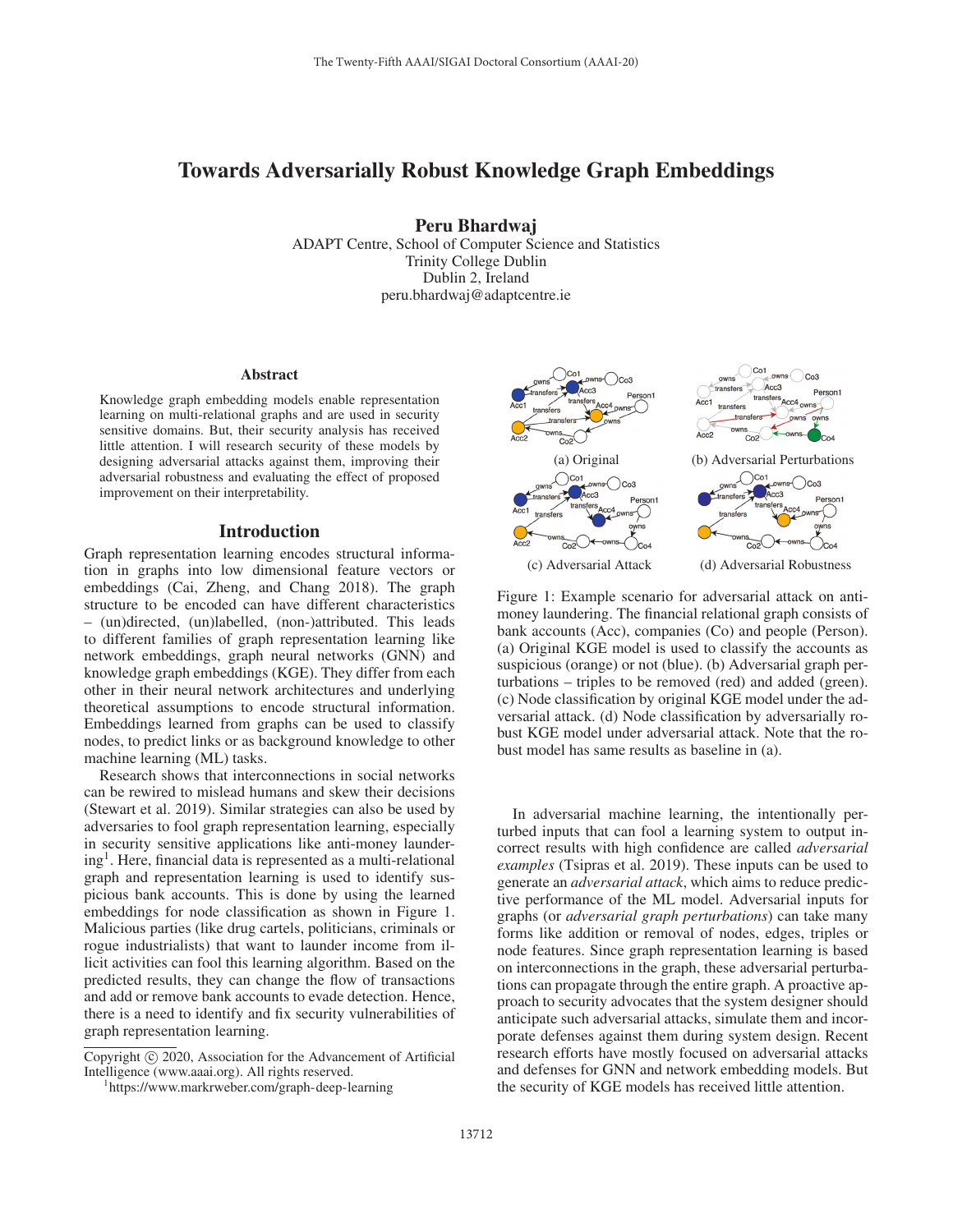# Towards Adversarially Robust Knowledge Graph Embeddings

**Peru Bhardwaj**

ADAPT Centre, School of Computer Science and Statistics
Trinity College Dublin
Dublin 2, Ireland
peru.bhardwaj@adaptcentre.ie

### Abstract

Knowledge graph embedding models enable representation learning on multi-relational graphs and are used in security sensitive domains. But, their security analysis has received little attention. I will research security of these models by designing adversarial attacks against them, improving their adversarial robustness and evaluating the effect of proposed improvement on their interpretability.

## Introduction

Graph representation learning encodes structural information in graphs into low dimensional feature vectors or embeddings (Cai, Zheng, and Chang 2018). The graph structure to be encoded can have different characteristics – (un)directed, (un)labelled, (non-)attributed. This leads to different families of graph representation learning like network embeddings, graph neural networks (GNN) and knowledge graph embeddings (KGE). They differ from each other in their neural network architectures and underlying theoretical assumptions to encode structural information. Embeddings learned from graphs can be used to classify nodes, to predict links or as background knowledge to other machine learning (ML) tasks.

Research shows that interconnections in social networks can be rewired to mislead humans and skew their decisions (Stewart et al. 2019). Similar strategies can also be used by adversaries to fool graph representation learning, especially in security sensitive applications like anti-money laundering[1]. Here, financial data is represented as a multi-relational graph and representation learning is used to identify suspicious bank accounts. This is done by using the learned embeddings for node classification as shown in Figure 1. Malicious parties (like drug cartels, politicians, criminals or rogue industrialists) that want to launder income from illicit activities can fool this learning algorithm. Based on the predicted results, they can change the flow of transactions and add or remove bank accounts to evade detection. Hence, there is a need to identify and fix security vulnerabilities of graph representation learning.

(a) Original (b) Adversarial Perturbations (c) Adversarial Attack (d) Adversarial Robustness

Figure 1: Example scenario for adversarial attack on anti-money laundering. The financial relational graph consists of bank accounts (Acc), companies (Co) and people (Person). (a) Original KGE model is used to classify the accounts as suspicious (orange) or not (blue). (b) Adversarial graph perturbations – triples to be removed (red) and added (green). (c) Node classification by original KGE model under the adversarial attack. (d) Node classification by adversarially robust KGE model under adversarial attack. Note that the robust model has same results as baseline in (a).

In adversarial machine learning, the intentionally perturbed inputs that can fool a learning system to output incorrect results with high confidence are called *adversarial examples* (Tsipras et al. 2019). These inputs can be used to generate an *adversarial attack*, which aims to reduce predictive performance of the ML model. Adversarial inputs for graphs (or *adversarial graph perturbations*) can take many forms like addition or removal of nodes, edges, triples or node features. Since graph representation learning is based on interconnections in the graph, these adversarial perturbations can propagate through the entire graph. A proactive approach to security advocates that the system designer should anticipate such adversarial attacks, simulate them and incorporate defenses against them during system design. Recent research efforts have mostly focused on adversarial attacks and defenses for GNN and network embedding models. But the security of KGE models has received little attention.

Copyright © 2020, Association for the Advancement of Artificial Intelligence (www.aaai.org). All rights reserved.

[1] https://www.markrweber.com/graph-deep-learning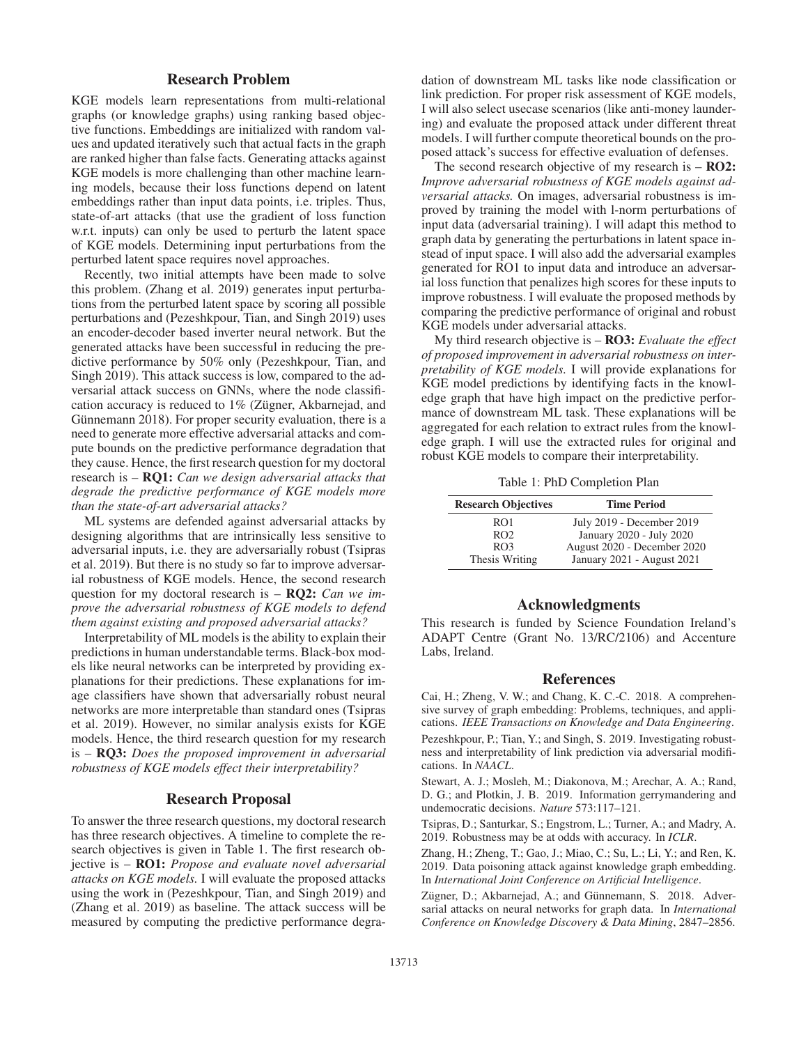## Research Problem

KGE models learn representations from multi-relational graphs (or knowledge graphs) using ranking based objective functions. Embeddings are initialized with random values and updated iteratively such that actual facts in the graph are ranked higher than false facts. Generating attacks against KGE models is more challenging than other machine learning models, because their loss functions depend on latent embeddings rather than input data points, i.e. triples. Thus, state-of-art attacks (that use the gradient of loss function w.r.t. inputs) can only be used to perturb the latent space of KGE models. Determining input perturbations from the perturbed latent space requires novel approaches.

Recently, two initial attempts have been made to solve this problem. (Zhang et al. 2019) generates input perturbations from the perturbed latent space by scoring all possible perturbations and (Pezeshkpour, Tian, and Singh 2019) uses an encoder-decoder based inverter neural network. But the generated attacks have been successful in reducing the predictive performance by 50% only (Pezeshkpour, Tian, and Singh 2019). This attack success is low, compared to the adversarial attack success on GNNs, where the node classification accuracy is reduced to 1% (Zügner, Akbarnejad, and Günnemann 2018). For proper security evaluation, there is a need to generate more effective adversarial attacks and compute bounds on the predictive performance degradation that they cause. Hence, the first research question for my doctoral research is – **RQ1:** *Can we design adversarial attacks that degrade the predictive performance of KGE models more than the state-of-art adversarial attacks?*

ML systems are defended against adversarial attacks by designing algorithms that are intrinsically less sensitive to adversarial inputs, i.e. they are adversarially robust (Tsipras et al. 2019). But there is no study so far to improve adversarial robustness of KGE models. Hence, the second research question for my doctoral research is – **RQ2:** *Can we improve the adversarial robustness of KGE models to defend them against existing and proposed adversarial attacks?*

Interpretability of ML models is the ability to explain their predictions in human understandable terms. Black-box models like neural networks can be interpreted by providing explanations for their predictions. These explanations for image classifiers have shown that adversarially robust neural networks are more interpretable than standard ones (Tsipras et al. 2019). However, no similar analysis exists for KGE models. Hence, the third research question for my research is – **RQ3:** *Does the proposed improvement in adversarial robustness of KGE models effect their interpretability?*

## Research Proposal

To answer the three research questions, my doctoral research has three research objectives. A timeline to complete the research objectives is given in Table 1. The first research objective is – **RO1:** *Propose and evaluate novel adversarial attacks on KGE models.* I will evaluate the proposed attacks using the work in (Pezeshkpour, Tian, and Singh 2019) and (Zhang et al. 2019) as baseline. The attack success will be measured by computing the predictive performance degradation of downstream ML tasks like node classification or link prediction. For proper risk assessment of KGE models, I will also select usecase scenarios (like anti-money laundering) and evaluate the proposed attack under different threat models. I will further compute theoretical bounds on the proposed attack's success for effective evaluation of defenses.

The second research objective of my research is – **RO2:** *Improve adversarial robustness of KGE models against adversarial attacks.* On images, adversarial robustness is improved by training the model with l-norm perturbations of input data (adversarial training). I will adapt this method to graph data by generating the perturbations in latent space instead of input space. I will also add the adversarial examples generated for RO1 to input data and introduce an adversarial loss function that penalizes high scores for these inputs to improve robustness. I will evaluate the proposed methods by comparing the predictive performance of original and robust KGE models under adversarial attacks.

My third research objective is – **RO3:** *Evaluate the effect of proposed improvement in adversarial robustness on interpretability of KGE models.* I will provide explanations for KGE model predictions by identifying facts in the knowledge graph that have high impact on the predictive performance of downstream ML task. These explanations will be aggregated for each relation to extract rules from the knowledge graph. I will use the extracted rules for original and robust KGE models to compare their interpretability.

Table 1: PhD Completion Plan

| Research Objectives | Time Period |
|---|---|
| RO1 | July 2019 - December 2019 |
| RO2 | January 2020 - July 2020 |
| RO3 | August 2020 - December 2020 |
| Thesis Writing | January 2021 - August 2021 |

## Acknowledgments

This research is funded by Science Foundation Ireland's ADAPT Centre (Grant No. 13/RC/2106) and Accenture Labs, Ireland.

## References

Cai, H.; Zheng, V. W.; and Chang, K. C.-C. 2018. A comprehensive survey of graph embedding: Problems, techniques, and applications. *IEEE Transactions on Knowledge and Data Engineering*.

Pezeshkpour, P.; Tian, Y.; and Singh, S. 2019. Investigating robustness and interpretability of link prediction via adversarial modifications. In *NAACL*.

Stewart, A. J.; Mosleh, M.; Diakonova, M.; Arechar, A. A.; Rand, D. G.; and Plotkin, J. B. 2019. Information gerrymandering and undemocratic decisions. *Nature* 573:117–121.

Tsipras, D.; Santurkar, S.; Engstrom, L.; Turner, A.; and Madry, A. 2019. Robustness may be at odds with accuracy. In *ICLR*.

Zhang, H.; Zheng, T.; Gao, J.; Miao, C.; Su, L.; Li, Y.; and Ren, K. 2019. Data poisoning attack against knowledge graph embedding. In *International Joint Conference on Artificial Intelligence*.

Zügner, D.; Akbarnejad, A.; and Günnemann, S. 2018. Adversarial attacks on neural networks for graph data. In *International Conference on Knowledge Discovery & Data Mining*, 2847–2856.